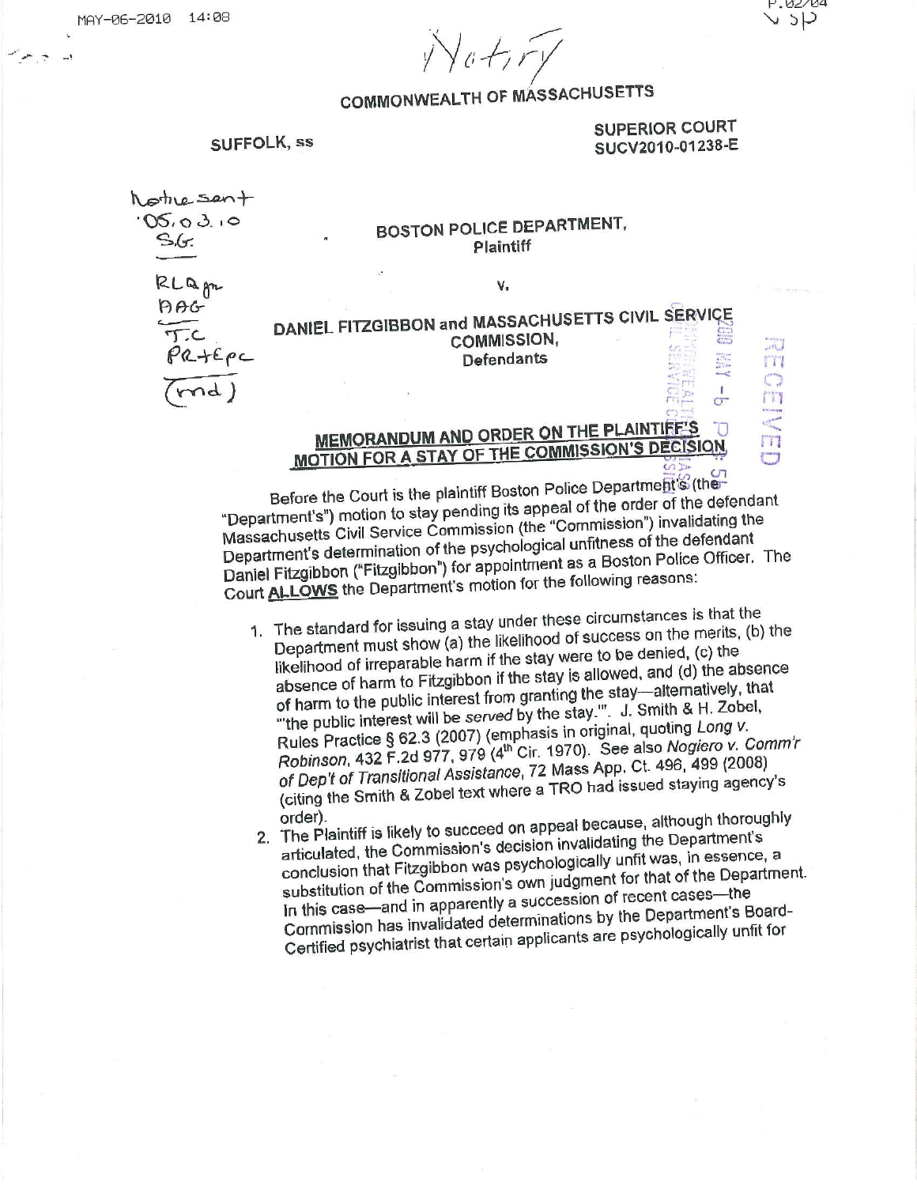Notify

COMMONWEALTH OF MASSACHUSETTS

SUFFOLK, ss

SUPERIOR COURT
SUCV2010-01238-E

Notice sent
05.03.10
S.G.

RLQ pr
AAG
J.C
PR+EPC
(md)

BOSTON POLICE DEPARTMENT,
Plaintiff

v.

DANIEL FITZGIBBON and MASSACHUSETTS CIVIL SERVICE COMMISSION,
Defendants

RECEIVED

**MEMORANDUM AND ORDER ON THE PLAINTIFF'S MOTION FOR A STAY OF THE COMMISSION'S DECISION**

Before the Court is the plaintiff Boston Police Department's (the "Department's") motion to stay pending its appeal of the order of the defendant Massachusetts Civil Service Commission (the "Commission") invalidating the Department's determination of the psychological unfitness of the defendant Daniel Fitzgibbon ("Fitzgibbon") for appointment as a Boston Police Officer. The Court **ALLOWS** the Department's motion for the following reasons:

1. The standard for issuing a stay under these circumstances is that the Department must show (a) the likelihood of success on the merits, (b) the likelihood of irreparable harm if the stay were to be denied, (c) the absence of harm to Fitzgibbon if the stay is allowed, and (d) the absence of harm to the public interest from granting the stay—alternatively, that "'the public interest will be *served* by the stay.'". J. Smith & H. Zobel, Rules Practice § 62.3 (2007) (emphasis in original, quoting *Long v. Robinson*, 432 F.2d 977, 979 (4th Cir. 1970). See also *Nogiero v. Comm'r of Dep't of Transitional Assistance*, 72 Mass App. Ct. 496, 499 (2008) (citing the Smith & Zobel text where a TRO had issued staying agency's order).
2. The Plaintiff is likely to succeed on appeal because, although thoroughly articulated, the Commission's decision invalidating the Department's conclusion that Fitzgibbon was psychologically unfit was, in essence, a substitution of the Commission's own judgment for that of the Department. In this case—and in apparently a succession of recent cases—the Commission has invalidated determinations by the Department's Board-Certified psychiatrist that certain applicants are psychologically unfit for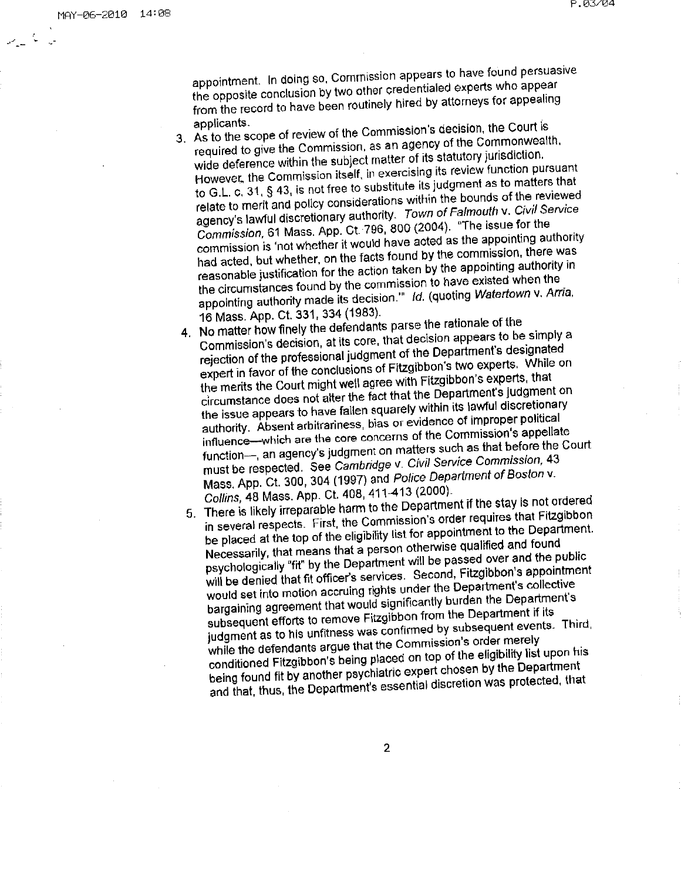appointment. In doing so, Commission appears to have found persuasive the opposite conclusion by two other credentialed experts who appear from the record to have been routinely hired by attorneys for appealing applicants.

3. As to the scope of review of the Commission's decision, the Court is required to give the Commission, as an agency of the Commonwealth, wide deference within the subject matter of its statutory jurisdiction. However, the Commission itself, in exercising its review function pursuant to G.L. c. 31, § 43, is not free to substitute its judgment as to matters that relate to merit and policy considerations within the bounds of the reviewed agency's lawful discretionary authority. *Town of Falmouth* v. *Civil Service Commission*, 61 Mass. App. Ct. 796, 800 (2004). "The issue for the commission is 'not whether it would have acted as the appointing authority had acted, but whether, on the facts found by the commission, there was reasonable justification for the action taken by the appointing authority in the circumstances found by the commission to have existed when the appointing authority made its decision.'" *Id.* (quoting *Watertown* v. *Arria*, 16 Mass. App. Ct. 331, 334 (1983).
4. No matter how finely the defendants parse the rationale of the Commission's decision, at its core, that decision appears to be simply a rejection of the professional judgment of the Department's designated expert in favor of the conclusions of Fitzgibbon's two experts. While on the merits the Court might well agree with Fitzgibbon's experts, that circumstance does not alter the fact that the Department's judgment on the issue appears to have fallen squarely within its lawful discretionary authority. Absent arbitrariness, bias or evidence of improper political influence—which are the core concerns of the Commission's appellate function—, an agency's judgment on matters such as that before the Court must be respected. See *Cambridge* v. *Civil Service Commission*, 43 Mass. App. Ct. 300, 304 (1997) and *Police Department of Boston* v. *Collins*, 48 Mass. App. Ct. 408, 411-413 (2000).
5. There is likely irreparable harm to the Department if the stay is not ordered in several respects. First, the Commission's order requires that Fitzgibbon be placed at the top of the eligibility list for appointment to the Department. Necessarily, that means that a person otherwise qualified and found psychologically "fit" by the Department will be passed over and the public will be denied that fit officer's services. Second, Fitzgibbon's appointment would set into motion accruing rights under the Department's collective bargaining agreement that would significantly burden the Department's subsequent efforts to remove Fitzgibbon from the Department if its judgment as to his unfitness was confirmed by subsequent events. Third, while the defendants argue that the Commission's order merely conditioned Fitzgibbon's being placed on top of the eligibility list upon his being found fit by another psychiatric expert chosen by the Department and that, thus, the Department's essential discretion was protected, that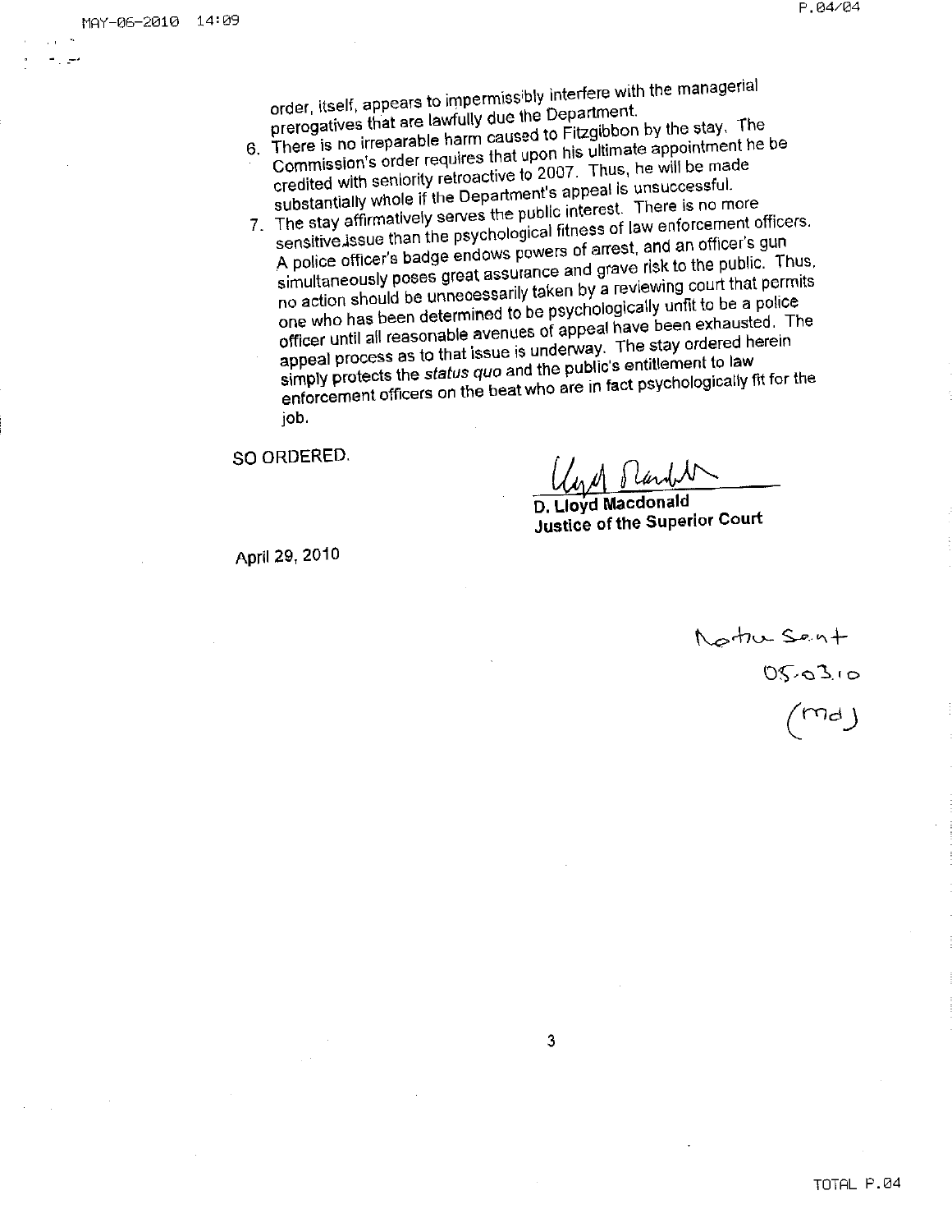order, itself, appears to impermissibly interfere with the managerial prerogatives that are lawfully due the Department.

6. There is no irreparable harm caused to Fitzgibbon by the stay. The Commission's order requires that upon his ultimate appointment he be credited with seniority retroactive to 2007. Thus, he will be made substantially whole if the Department's appeal is unsuccessful.
7. The stay affirmatively serves the public interest. There is no more sensitive issue than the psychological fitness of law enforcement officers. A police officer's badge endows powers of arrest, and an officer's gun simultaneously poses great assurance and grave risk to the public. Thus, no action should be unnecessarily taken by a reviewing court that permits one who has been determined to be psychologically unfit to be a police officer until all reasonable avenues of appeal have been exhausted. The appeal process as to that issue is underway. The stay ordered herein simply protects the *status quo* and the public's entitlement to law enforcement officers on the beat who are in fact psychologically fit for the job.

SO ORDERED.

**D. Lloyd Macdonald**
**Justice of the Superior Court**

April 29, 2010

Notice Sent
05.03.10
(md)